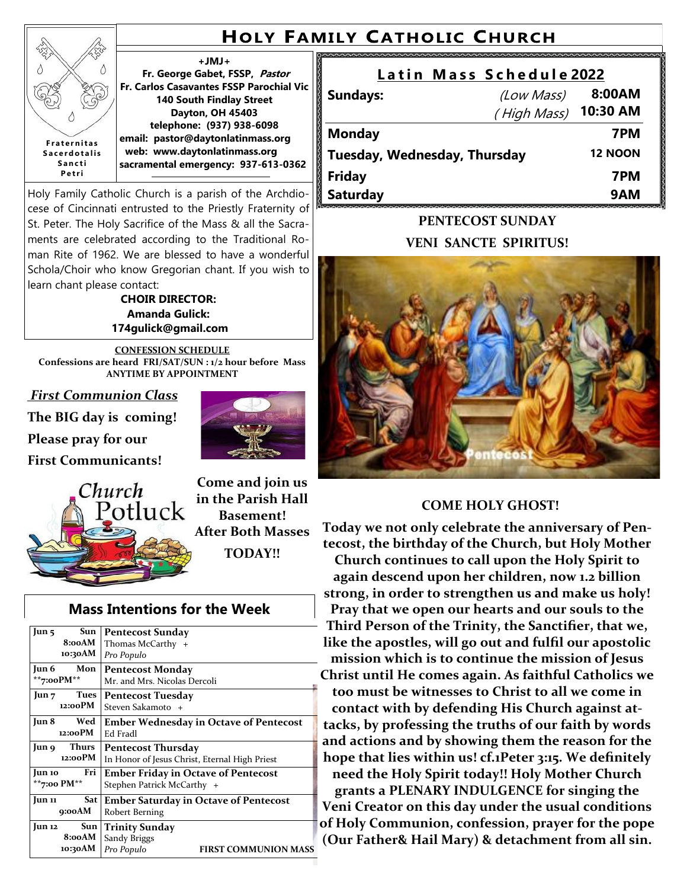# Holy Family Catholic Church

Fraternitas Sacerdotalis Sancti Petri

**+JMJ+**
**Fr. George Gabet, FSSP,** ***Pastor***
**Fr. Carlos Casavantes FSSP Parochial Vic**
**140 South Findlay Street**
**Dayton, OH 45403**
**telephone: (937) 938-6098**
**email: pastor@daytonlatinmass.org**
**web: www.daytonlatinmass.org**
**sacramental emergency: 937-613-0362**

Holy Family Catholic Church is a parish of the Archdiocese of Cincinnati entrusted to the Priestly Fraternity of St. Peter. The Holy Sacrifice of the Mass & all the Sacraments are celebrated according to the Traditional Roman Rite of 1962. We are blessed to have a wonderful Schola/Choir who know Gregorian chant. If you wish to learn chant please contact:

**CHOIR DIRECTOR:**
**Amanda Gulick:**
**174gulick@gmail.com**

**CONFESSION SCHEDULE**
**Confessions are heard FRI/SAT/SUN : 1/2 hour before Mass**
**ANYTIME BY APPOINTMENT**

***First Communion Class***

**The BIG day is coming!**
**Please pray for our**
**First Communicants!**

Church Potluck

**Come and join us in the Parish Hall Basement!**
**After Both Masses**
**TODAY!!**

## Mass Intentions for the Week

| Date | Intention |
|---|---|
| **Jun 5 Sun 8:00AM** | **Pentecost Sunday** Thomas McCarthy + |
| **10:30AM** | *Pro Populo* |
| **Jun 6 Mon \*\*7:00PM\*\*** | **Pentecost Monday** Mr. and Mrs. Nicolas Dercoli |
| **Jun 7 Tues 12:00PM** | **Pentecost Tuesday** Steven Sakamoto + |
| **Jun 8 Wed 12:00PM** | **Ember Wednesday in Octave of Pentecost** Ed Fradl |
| **Jun 9 Thurs 12:00PM** | **Pentecost Thursday** In Honor of Jesus Christ, Eternal High Priest |
| **Jun 10 Fri \*\*7:00 PM\*\*** | **Ember Friday in Octave of Pentecost** Stephen Patrick McCarthy + |
| **Jun 11 Sat 9:00AM** | **Ember Saturday in Octave of Pentecost** Robert Berning |
| **Jun 12 Sun 8:00AM** | **Trinity Sunday** Sandy Briggs |
| **10:30AM** | *Pro Populo* **FIRST COMMUNION MASS** |

## Latin Mass Schedule 2022

| | | |
|---|---|---|
| **Sundays:** | *(Low Mass)* | **8:00AM** |
| | *( High Mass)* | **10:30 AM** |
| **Monday** | | **7PM** |
| **Tuesday, Wednesday, Thursday** | | **12 NOON** |
| **Friday** | | **7PM** |
| **Saturday** | | **9AM** |

**PENTECOST SUNDAY**
**VENI SANCTE SPIRITUS!**

Pentecost

**COME HOLY GHOST!**

**Today we not only celebrate the anniversary of Pentecost, the birthday of the Church, but Holy Mother Church continues to call upon the Holy Spirit to again descend upon her children, now 1.2 billion strong, in order to strengthen us and make us holy! Pray that we open our hearts and our souls to the Third Person of the Trinity, the Sanctifier, that we, like the apostles, will go out and fulfil our apostolic mission which is to continue the mission of Jesus Christ until He comes again. As faithful Catholics we too must be witnesses to Christ to all we come in contact with by defending His Church against attacks, by professing the truths of our faith by words and actions and by showing them the reason for the hope that lies within us! cf.1Peter 3:15. We definitely need the Holy Spirit today!! Holy Mother Church grants a PLENARY INDULGENCE for singing the Veni Creator on this day under the usual conditions of Holy Communion, confession, prayer for the pope (Our Father& Hail Mary) & detachment from all sin.**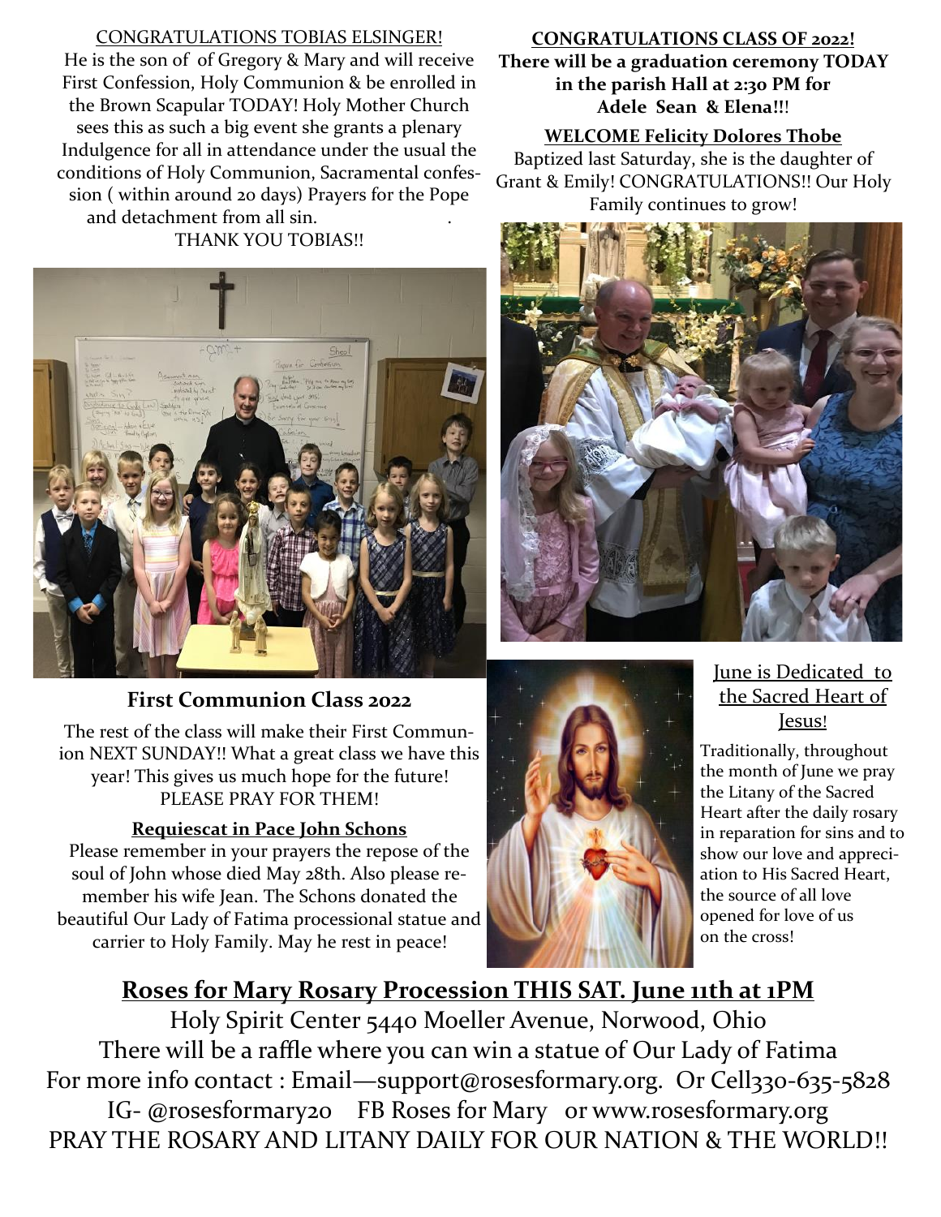CONGRATULATIONS TOBIAS ELSINGER!

He is the son of of Gregory & Mary and will receive First Confession, Holy Communion & be enrolled in the Brown Scapular TODAY! Holy Mother Church sees this as such a big event she grants a plenary Indulgence for all in attendance under the usual the conditions of Holy Communion, Sacramental confession ( within around 20 days) Prayers for the Pope and detachment from all sin.

THANK YOU TOBIAS!!

**First Communion Class 2022**

The rest of the class will make their First Communion NEXT SUNDAY!! What a great class we have this year! This gives us much hope for the future! PLEASE PRAY FOR THEM!

**Requiescat in Pace John Schons**

Please remember in your prayers the repose of the soul of John whose died May 28th. Also please remember his wife Jean. The Schons donated the beautiful Our Lady of Fatima processional statue and carrier to Holy Family. May he rest in peace!

**CONGRATULATIONS CLASS OF 2022!**

**There will be a graduation ceremony TODAY in the parish Hall at 2:30 PM for Adele Sean & Elena!!!**

**WELCOME Felicity Dolores Thobe**

Baptized last Saturday, she is the daughter of Grant & Emily! CONGRATULATIONS!! Our Holy Family continues to grow!

June is Dedicated to the Sacred Heart of Jesus!

Traditionally, throughout the month of June we pray the Litany of the Sacred Heart after the daily rosary in reparation for sins and to show our love and appreciation to His Sacred Heart, the source of all love opened for love of us on the cross!

## Roses for Mary Rosary Procession THIS SAT. June 11th at 1PM

Holy Spirit Center 5440 Moeller Avenue, Norwood, Ohio

There will be a raffle where you can win a statue of Our Lady of Fatima

For more info contact : Email—support@rosesformary.org. Or Cell330-635-5828

IG- @rosesformary20 FB Roses for Mary or www.rosesformary.org

PRAY THE ROSARY AND LITANY DAILY FOR OUR NATION & THE WORLD!!